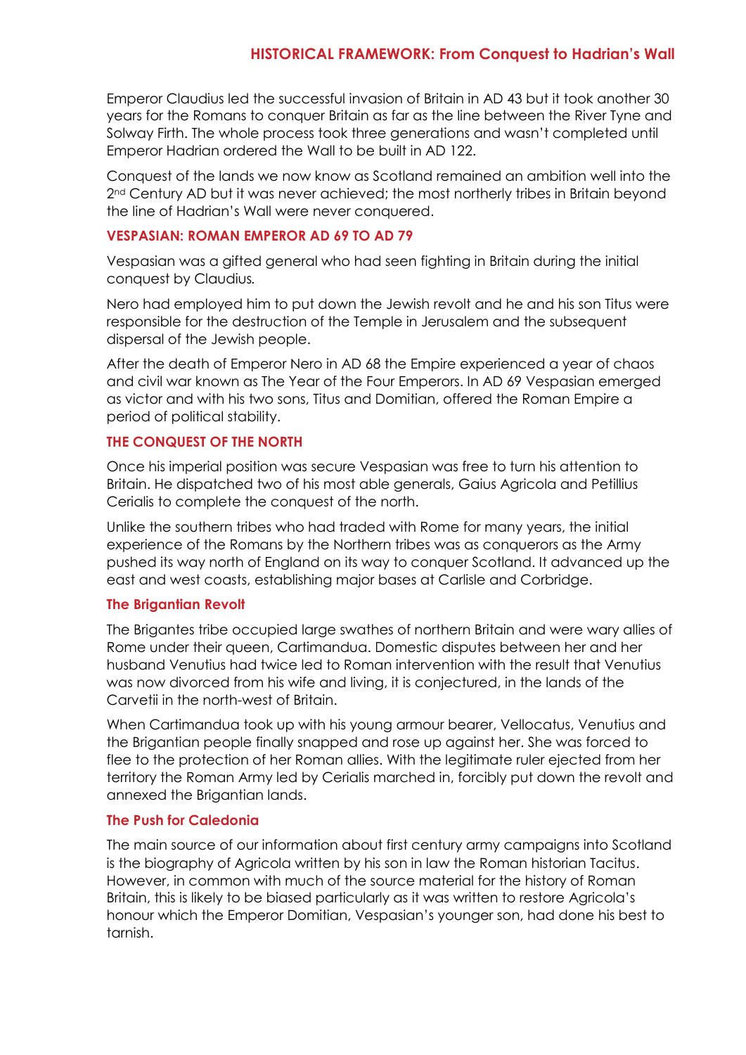# HISTORICAL FRAMEWORK: From Conquest to Hadrian's Wall

Emperor Claudius led the successful invasion of Britain in AD 43 but it took another 30 years for the Romans to conquer Britain as far as the line between the River Tyne and Solway Firth. The whole process took three generations and wasn't completed until Emperor Hadrian ordered the Wall to be built in AD 122.

Conquest of the lands we now know as Scotland remained an ambition well into the 2nd Century AD but it was never achieved; the most northerly tribes in Britain beyond the line of Hadrian's Wall were never conquered.

## VESPASIAN: ROMAN EMPEROR AD 69 TO AD 79

Vespasian was a gifted general who had seen fighting in Britain during the initial conquest by Claudius.

Nero had employed him to put down the Jewish revolt and he and his son Titus were responsible for the destruction of the Temple in Jerusalem and the subsequent dispersal of the Jewish people.

After the death of Emperor Nero in AD 68 the Empire experienced a year of chaos and civil war known as The Year of the Four Emperors. In AD 69 Vespasian emerged as victor and with his two sons, Titus and Domitian, offered the Roman Empire a period of political stability.

## THE CONQUEST OF THE NORTH

Once his imperial position was secure Vespasian was free to turn his attention to Britain. He dispatched two of his most able generals, Gaius Agricola and Petillius Cerialis to complete the conquest of the north.

Unlike the southern tribes who had traded with Rome for many years, the initial experience of the Romans by the Northern tribes was as conquerors as the Army pushed its way north of England on its way to conquer Scotland. It advanced up the east and west coasts, establishing major bases at Carlisle and Corbridge.

### The Brigantian Revolt

The Brigantes tribe occupied large swathes of northern Britain and were wary allies of Rome under their queen, Cartimandua. Domestic disputes between her and her husband Venutius had twice led to Roman intervention with the result that Venutius was now divorced from his wife and living, it is conjectured, in the lands of the Carvetii in the north-west of Britain.

When Cartimandua took up with his young armour bearer, Vellocatus, Venutius and the Brigantian people finally snapped and rose up against her. She was forced to flee to the protection of her Roman allies. With the legitimate ruler ejected from her territory the Roman Army led by Cerialis marched in, forcibly put down the revolt and annexed the Brigantian lands.

### The Push for Caledonia

The main source of our information about first century army campaigns into Scotland is the biography of Agricola written by his son in law the Roman historian Tacitus. However, in common with much of the source material for the history of Roman Britain, this is likely to be biased particularly as it was written to restore Agricola's honour which the Emperor Domitian, Vespasian's younger son, had done his best to tarnish.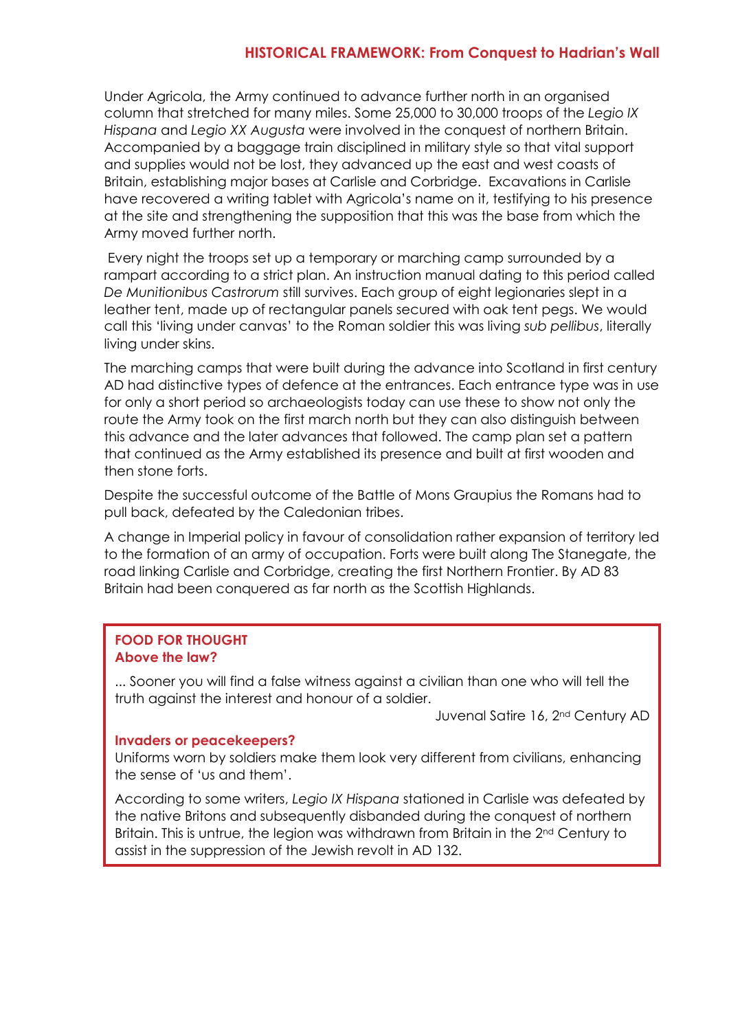## HISTORICAL FRAMEWORK: From Conquest to Hadrian's Wall

Under Agricola, the Army continued to advance further north in an organised column that stretched for many miles. Some 25,000 to 30,000 troops of the *Legio IX Hispana* and *Legio XX Augusta* were involved in the conquest of northern Britain. Accompanied by a baggage train disciplined in military style so that vital support and supplies would not be lost, they advanced up the east and west coasts of Britain, establishing major bases at Carlisle and Corbridge. Excavations in Carlisle have recovered a writing tablet with Agricola's name on it, testifying to his presence at the site and strengthening the supposition that this was the base from which the Army moved further north.

Every night the troops set up a temporary or marching camp surrounded by a rampart according to a strict plan. An instruction manual dating to this period called *De Munitionibus Castrorum* still survives. Each group of eight legionaries slept in a leather tent, made up of rectangular panels secured with oak tent pegs. We would call this 'living under canvas' to the Roman soldier this was living *sub pellibus*, literally living under skins.

The marching camps that were built during the advance into Scotland in first century AD had distinctive types of defence at the entrances. Each entrance type was in use for only a short period so archaeologists today can use these to show not only the route the Army took on the first march north but they can also distinguish between this advance and the later advances that followed. The camp plan set a pattern that continued as the Army established its presence and built at first wooden and then stone forts.

Despite the successful outcome of the Battle of Mons Graupius the Romans had to pull back, defeated by the Caledonian tribes.

A change in Imperial policy in favour of consolidation rather expansion of territory led to the formation of an army of occupation. Forts were built along The Stanegate, the road linking Carlisle and Corbridge, creating the first Northern Frontier. By AD 83 Britain had been conquered as far north as the Scottish Highlands.

### FOOD FOR THOUGHT

**Above the law?**

... Sooner you will find a false witness against a civilian than one who will tell the truth against the interest and honour of a soldier.

Juvenal Satire 16, 2nd Century AD

**Invaders or peacekeepers?**

Uniforms worn by soldiers make them look very different from civilians, enhancing the sense of 'us and them'.

According to some writers, *Legio IX Hispana* stationed in Carlisle was defeated by the native Britons and subsequently disbanded during the conquest of northern Britain. This is untrue, the legion was withdrawn from Britain in the 2nd Century to assist in the suppression of the Jewish revolt in AD 132.